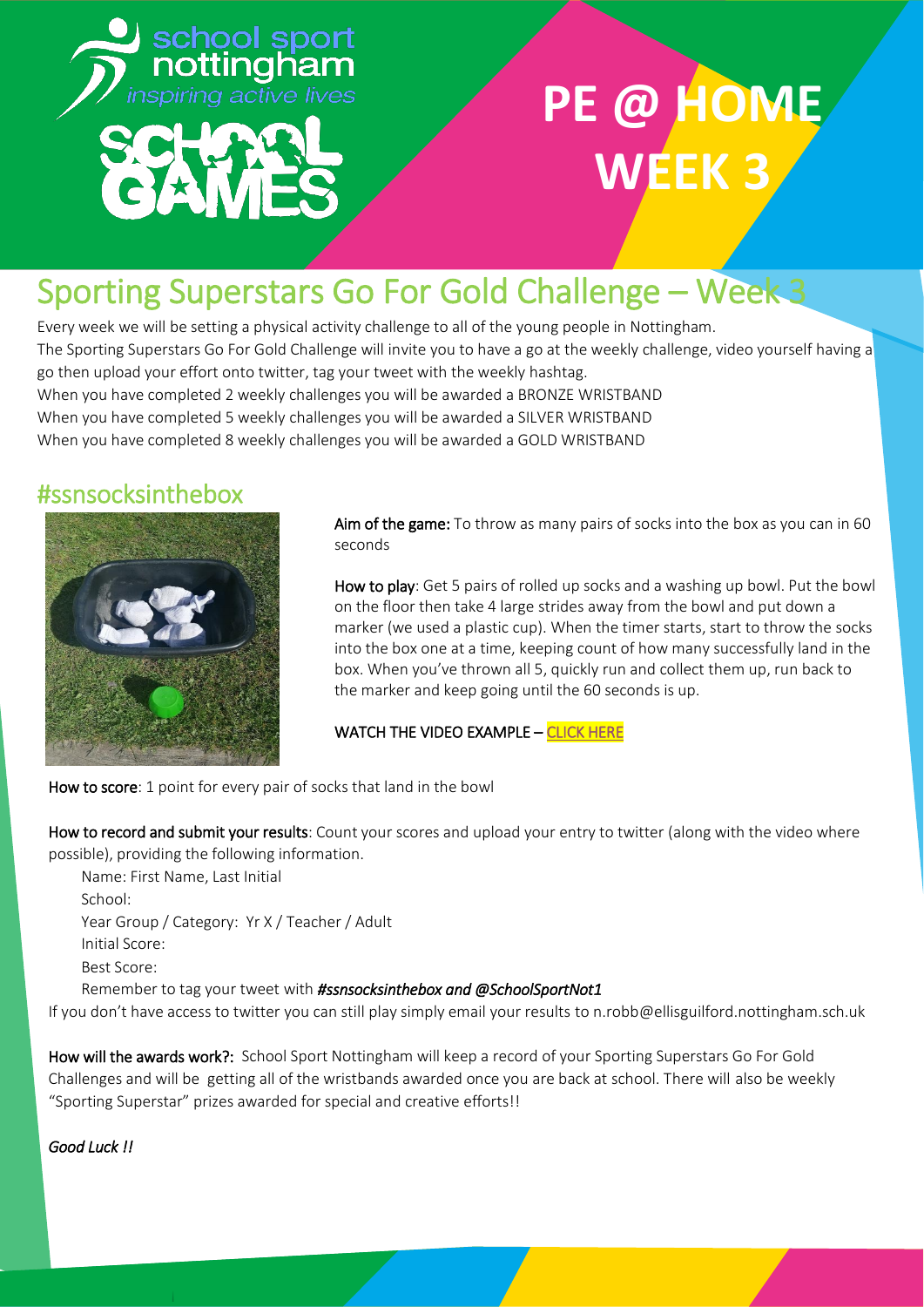school sport nottingham
*inspiring active lives*

SCHOOL GAMES

# PE @ HOME WEEK 3

## Sporting Superstars Go For Gold Challenge – Week 3

Every week we will be setting a physical activity challenge to all of the young people in Nottingham.
The Sporting Superstars Go For Gold Challenge will invite you to have a go at the weekly challenge, video yourself having a go then upload your effort onto twitter, tag your tweet with the weekly hashtag.
When you have completed 2 weekly challenges you will be awarded a BRONZE WRISTBAND
When you have completed 5 weekly challenges you will be awarded a SILVER WRISTBAND
When you have completed 8 weekly challenges you will be awarded a GOLD WRISTBAND

## #ssnsocksinthebox

**Aim of the game:** To throw as many pairs of socks into the box as you can in 60 seconds

**How to play**: Get 5 pairs of rolled up socks and a washing up bowl. Put the bowl on the floor then take 4 large strides away from the bowl and put down a marker (we used a plastic cup). When the timer starts, start to throw the socks into the box one at a time, keeping count of how many successfully land in the box. When you've thrown all 5, quickly run and collect them up, run back to the marker and keep going until the 60 seconds is up.

WATCH THE VIDEO EXAMPLE – CLICK HERE

**How to score**: 1 point for every pair of socks that land in the bowl

**How to record and submit your results**: Count your scores and upload your entry to twitter (along with the video where possible), providing the following information.

Name: First Name, Last Initial
School:
Year Group / Category: Yr X / Teacher / Adult
Initial Score:
Best Score:
Remember to tag your tweet with ***#ssnsocksinthebox and @SchoolSportNot1***

If you don't have access to twitter you can still play simply email your results to n.robb@ellisguilford.nottingham.sch.uk

**How will the awards work?:** School Sport Nottingham will keep a record of your Sporting Superstars Go For Gold Challenges and will be getting all of the wristbands awarded once you are back at school. There will also be weekly "Sporting Superstar" prizes awarded for special and creative efforts!!

*Good Luck !!*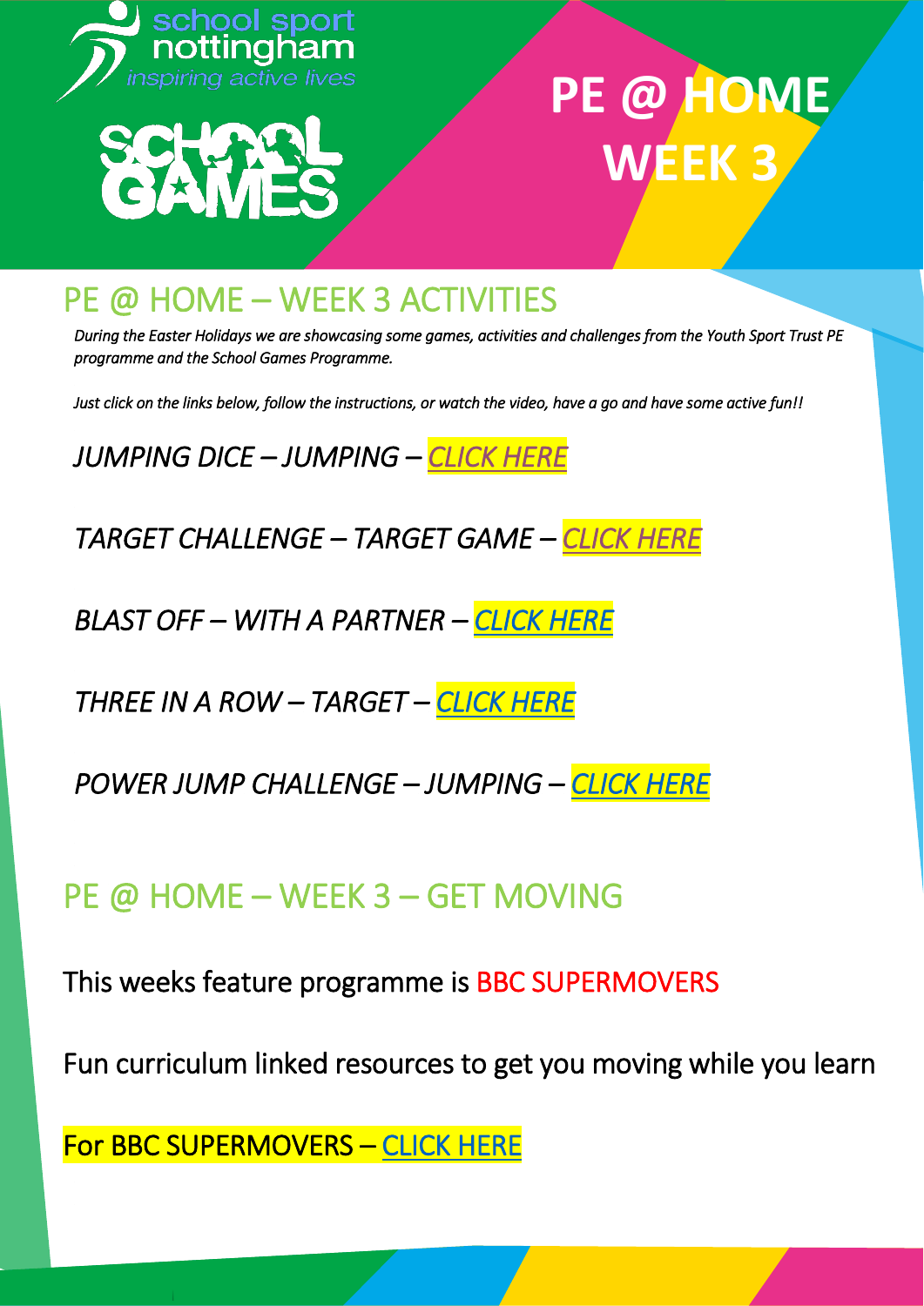school sport nottingham
*inspiring active lives*

SCHOOL GAMES

# PE @ HOME WEEK 3

## PE @ HOME – WEEK 3 ACTIVITIES

*During the Easter Holidays we are showcasing some games, activities and challenges from the Youth Sport Trust PE programme and the School Games Programme.*

*Just click on the links below, follow the instructions, or watch the video, have a go and have some active fun!!*

*JUMPING DICE – JUMPING – CLICK HERE*

*TARGET CHALLENGE – TARGET GAME – CLICK HERE*

*BLAST OFF – WITH A PARTNER – CLICK HERE*

*THREE IN A ROW – TARGET – CLICK HERE*

*POWER JUMP CHALLENGE – JUMPING – CLICK HERE*

## PE @ HOME – WEEK 3 – GET MOVING

This weeks feature programme is BBC SUPERMOVERS

Fun curriculum linked resources to get you moving while you learn

For BBC SUPERMOVERS – CLICK HERE